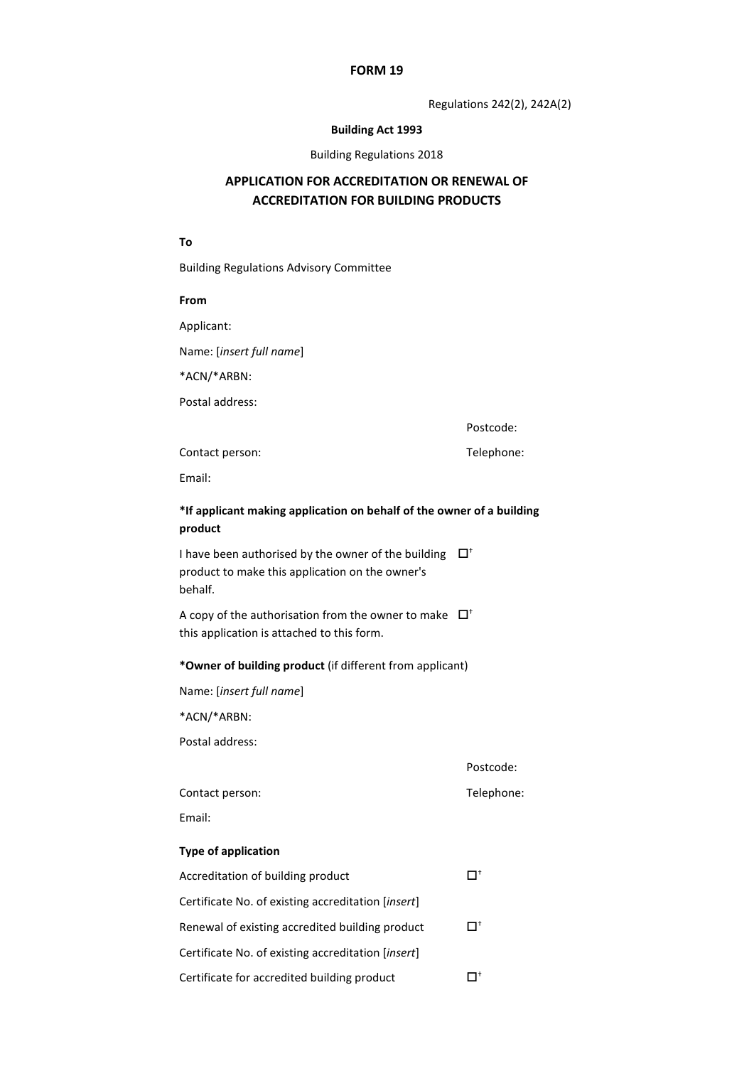**FORM 19**

Regulations 242(2), 242A(2)

**Building Act 1993**

Building Regulations 2018

## APPLICATION FOR ACCREDITATION OR RENEWAL OF ACCREDITATION FOR BUILDING PRODUCTS

**To**

Building Regulations Advisory Committee

**From**

Applicant:

Name: [*insert full name*]

*ACN/*ARBN:

Postal address:

Postcode:

Contact person: Telephone:

Email:

**\*If applicant making application on behalf of the owner of a building product**

I have been authorised by the owner of the building product to make this application on the owner's behalf. ☐[†]

A copy of the authorisation from the owner to make this application is attached to this form. ☐[†]

**\*Owner of building product** (if different from applicant)

Name: [*insert full name*]

*ACN/*ARBN:

Postal address:

Postcode:

Contact person: Telephone:

Email:

**Type of application**

Accreditation of building product ☐[†]

Certificate No. of existing accreditation [*insert*]

Renewal of existing accredited building product ☐[†]

Certificate No. of existing accreditation [*insert*]

Certificate for accredited building product ☐[†]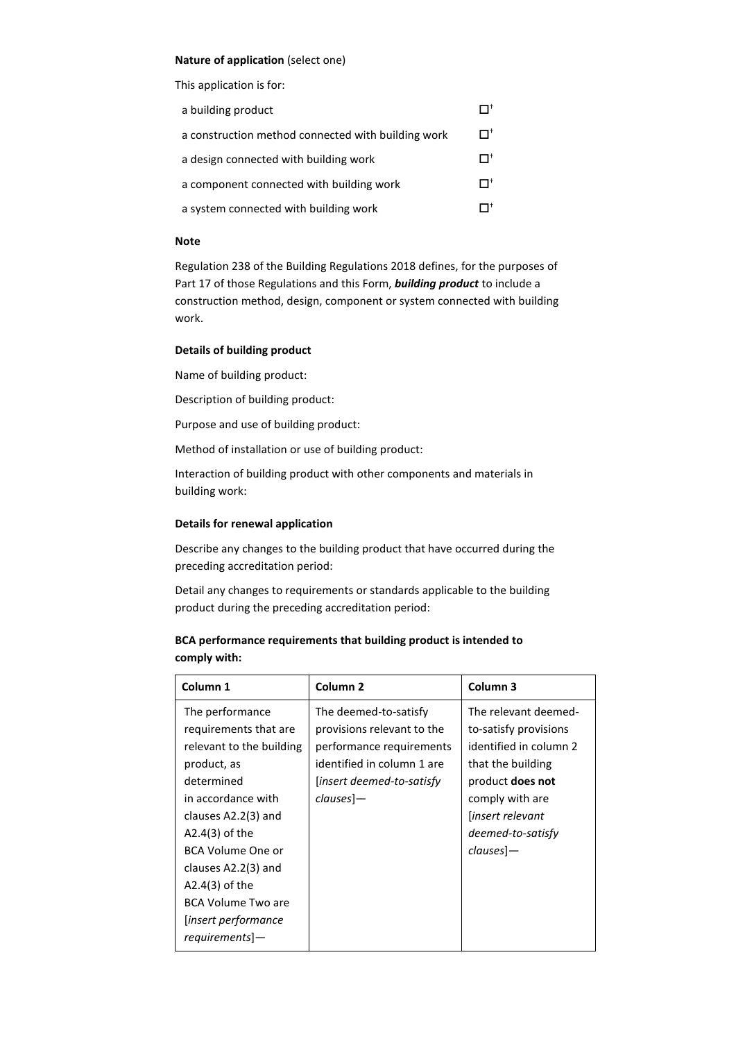**Nature of application** (select one)

This application is for:

| | |
|---|---|
| a building product | ☐† |
| a construction method connected with building work | ☐† |
| a design connected with building work | ☐† |
| a component connected with building work | ☐† |
| a system connected with building work | ☐† |

**Note**

Regulation 238 of the Building Regulations 2018 defines, for the purposes of Part 17 of those Regulations and this Form, ***building product*** to include a construction method, design, component or system connected with building work.

**Details of building product**

Name of building product:

Description of building product:

Purpose and use of building product:

Method of installation or use of building product:

Interaction of building product with other components and materials in building work:

**Details for renewal application**

Describe any changes to the building product that have occurred during the preceding accreditation period:

Detail any changes to requirements or standards applicable to the building product during the preceding accreditation period:

**BCA performance requirements that building product is intended to comply with:**

| Column 1 | Column 2 | Column 3 |
|---|---|---|
| The performance requirements that are relevant to the building product, as determined in accordance with clauses A2.2(3) and A2.4(3) of the BCA Volume One or clauses A2.2(3) and A2.4(3) of the BCA Volume Two are [*insert performance requirements*]— | The deemed-to-satisfy provisions relevant to the performance requirements identified in column 1 are [*insert deemed-to-satisfy clauses*]— | The relevant deemed-to-satisfy provisions identified in column 2 that the building product **does not** comply with are [*insert relevant deemed-to-satisfy clauses*]— |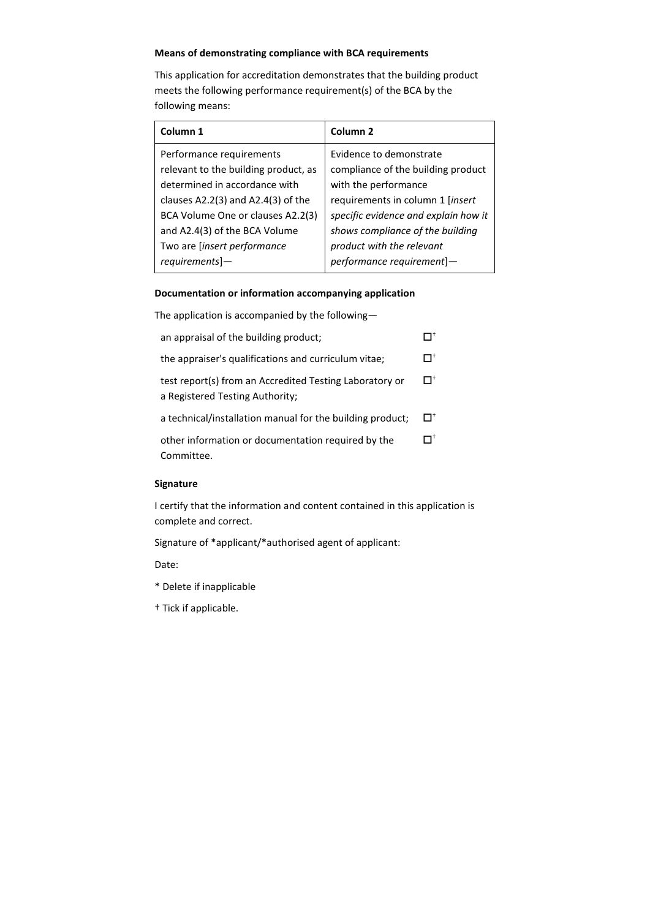**Means of demonstrating compliance with BCA requirements**

This application for accreditation demonstrates that the building product meets the following performance requirement(s) of the BCA by the following means:

| **Column 1** | **Column 2** |
|---|---|
| Performance requirements relevant to the building product, as determined in accordance with clauses A2.2(3) and A2.4(3) of the BCA Volume One or clauses A2.2(3) and A2.4(3) of the BCA Volume Two are [*insert performance requirements*]— | Evidence to demonstrate compliance of the building product with the performance requirements in column 1 [*insert specific evidence and explain how it shows compliance of the building product with the relevant performance requirement*]— |

**Documentation or information accompanying application**

The application is accompanied by the following—

- an appraisal of the building product; ☐†
- the appraiser's qualifications and curriculum vitae; ☐†
- test report(s) from an Accredited Testing Laboratory or a Registered Testing Authority; ☐†
- a technical/installation manual for the building product; ☐†
- other information or documentation required by the Committee. ☐†

**Signature**

I certify that the information and content contained in this application is complete and correct.

Signature of *applicant/*authorised agent of applicant:

Date:

* Delete if inapplicable

† Tick if applicable.